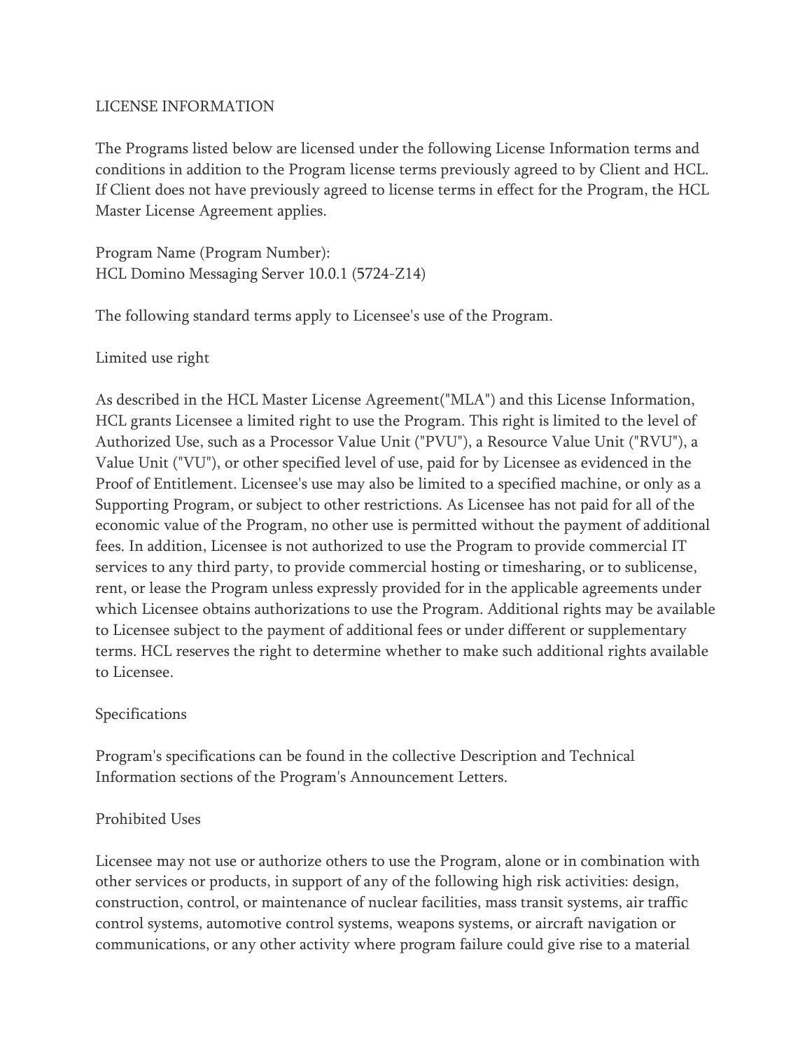# LICENSE INFORMATION

The Programs listed below are licensed under the following License Information terms and conditions in addition to the Program license terms previously agreed to by Client and HCL. If Client does not have previously agreed to license terms in effect for the Program, the HCL Master License Agreement applies.

Program Name (Program Number):
HCL Domino Messaging Server 10.0.1 (5724-Z14)

The following standard terms apply to Licensee's use of the Program.

## Limited use right

As described in the HCL Master License Agreement("MLA") and this License Information, HCL grants Licensee a limited right to use the Program. This right is limited to the level of Authorized Use, such as a Processor Value Unit ("PVU"), a Resource Value Unit ("RVU"), a Value Unit ("VU"), or other specified level of use, paid for by Licensee as evidenced in the Proof of Entitlement. Licensee's use may also be limited to a specified machine, or only as a Supporting Program, or subject to other restrictions. As Licensee has not paid for all of the economic value of the Program, no other use is permitted without the payment of additional fees. In addition, Licensee is not authorized to use the Program to provide commercial IT services to any third party, to provide commercial hosting or timesharing, or to sublicense, rent, or lease the Program unless expressly provided for in the applicable agreements under which Licensee obtains authorizations to use the Program. Additional rights may be available to Licensee subject to the payment of additional fees or under different or supplementary terms. HCL reserves the right to determine whether to make such additional rights available to Licensee.

## Specifications

Program's specifications can be found in the collective Description and Technical Information sections of the Program's Announcement Letters.

## Prohibited Uses

Licensee may not use or authorize others to use the Program, alone or in combination with other services or products, in support of any of the following high risk activities: design, construction, control, or maintenance of nuclear facilities, mass transit systems, air traffic control systems, automotive control systems, weapons systems, or aircraft navigation or communications, or any other activity where program failure could give rise to a material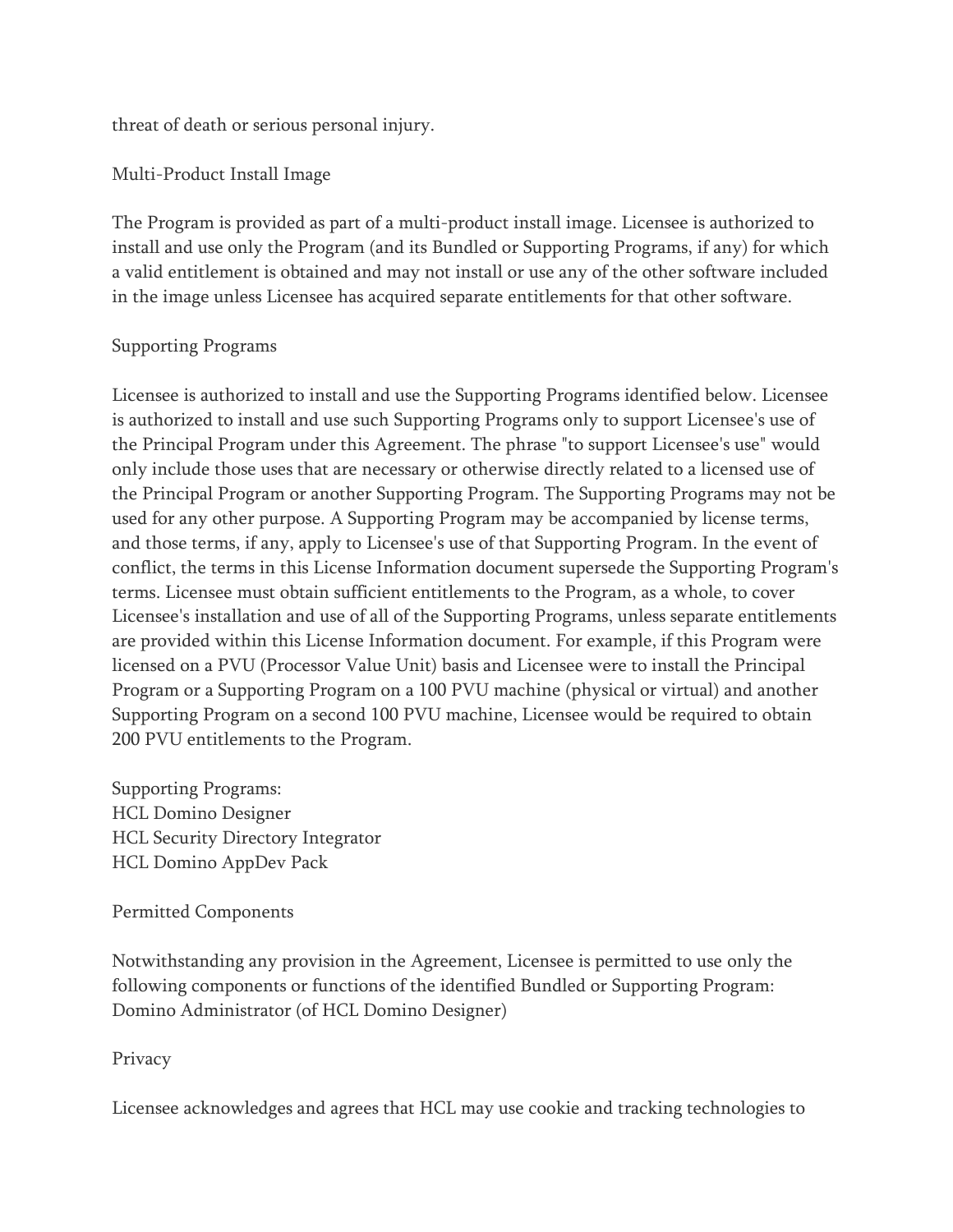threat of death or serious personal injury.

## Multi-Product Install Image

The Program is provided as part of a multi-product install image. Licensee is authorized to install and use only the Program (and its Bundled or Supporting Programs, if any) for which a valid entitlement is obtained and may not install or use any of the other software included in the image unless Licensee has acquired separate entitlements for that other software.

## Supporting Programs

Licensee is authorized to install and use the Supporting Programs identified below. Licensee is authorized to install and use such Supporting Programs only to support Licensee's use of the Principal Program under this Agreement. The phrase "to support Licensee's use" would only include those uses that are necessary or otherwise directly related to a licensed use of the Principal Program or another Supporting Program. The Supporting Programs may not be used for any other purpose. A Supporting Program may be accompanied by license terms, and those terms, if any, apply to Licensee's use of that Supporting Program. In the event of conflict, the terms in this License Information document supersede the Supporting Program's terms. Licensee must obtain sufficient entitlements to the Program, as a whole, to cover Licensee's installation and use of all of the Supporting Programs, unless separate entitlements are provided within this License Information document. For example, if this Program were licensed on a PVU (Processor Value Unit) basis and Licensee were to install the Principal Program or a Supporting Program on a 100 PVU machine (physical or virtual) and another Supporting Program on a second 100 PVU machine, Licensee would be required to obtain 200 PVU entitlements to the Program.

Supporting Programs:
HCL Domino Designer
HCL Security Directory Integrator
HCL Domino AppDev Pack

## Permitted Components

Notwithstanding any provision in the Agreement, Licensee is permitted to use only the following components or functions of the identified Bundled or Supporting Program:
Domino Administrator (of HCL Domino Designer)

## Privacy

Licensee acknowledges and agrees that HCL may use cookie and tracking technologies to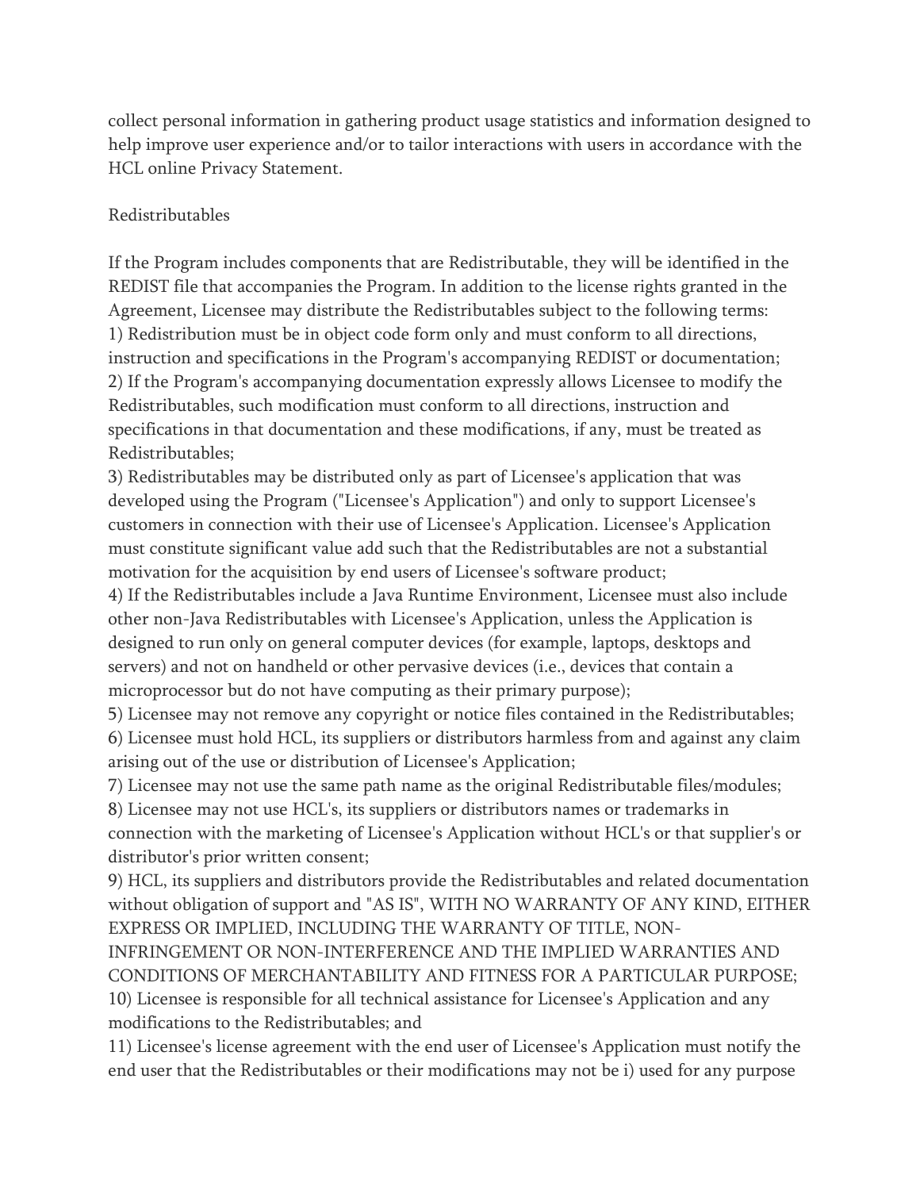collect personal information in gathering product usage statistics and information designed to help improve user experience and/or to tailor interactions with users in accordance with the HCL online Privacy Statement.

Redistributables

If the Program includes components that are Redistributable, they will be identified in the REDIST file that accompanies the Program. In addition to the license rights granted in the Agreement, Licensee may distribute the Redistributables subject to the following terms:
1) Redistribution must be in object code form only and must conform to all directions, instruction and specifications in the Program's accompanying REDIST or documentation;
2) If the Program's accompanying documentation expressly allows Licensee to modify the Redistributables, such modification must conform to all directions, instruction and specifications in that documentation and these modifications, if any, must be treated as Redistributables;
3) Redistributables may be distributed only as part of Licensee's application that was developed using the Program ("Licensee's Application") and only to support Licensee's customers in connection with their use of Licensee's Application. Licensee's Application must constitute significant value add such that the Redistributables are not a substantial motivation for the acquisition by end users of Licensee's software product;
4) If the Redistributables include a Java Runtime Environment, Licensee must also include other non-Java Redistributables with Licensee's Application, unless the Application is designed to run only on general computer devices (for example, laptops, desktops and servers) and not on handheld or other pervasive devices (i.e., devices that contain a microprocessor but do not have computing as their primary purpose);
5) Licensee may not remove any copyright or notice files contained in the Redistributables;
6) Licensee must hold HCL, its suppliers or distributors harmless from and against any claim arising out of the use or distribution of Licensee's Application;
7) Licensee may not use the same path name as the original Redistributable files/modules;
8) Licensee may not use HCL's, its suppliers or distributors names or trademarks in connection with the marketing of Licensee's Application without HCL's or that supplier's or distributor's prior written consent;
9) HCL, its suppliers and distributors provide the Redistributables and related documentation without obligation of support and "AS IS", WITH NO WARRANTY OF ANY KIND, EITHER EXPRESS OR IMPLIED, INCLUDING THE WARRANTY OF TITLE, NON-INFRINGEMENT OR NON-INTERFERENCE AND THE IMPLIED WARRANTIES AND CONDITIONS OF MERCHANTABILITY AND FITNESS FOR A PARTICULAR PURPOSE;
10) Licensee is responsible for all technical assistance for Licensee's Application and any modifications to the Redistributables; and
11) Licensee's license agreement with the end user of Licensee's Application must notify the end user that the Redistributables or their modifications may not be i) used for any purpose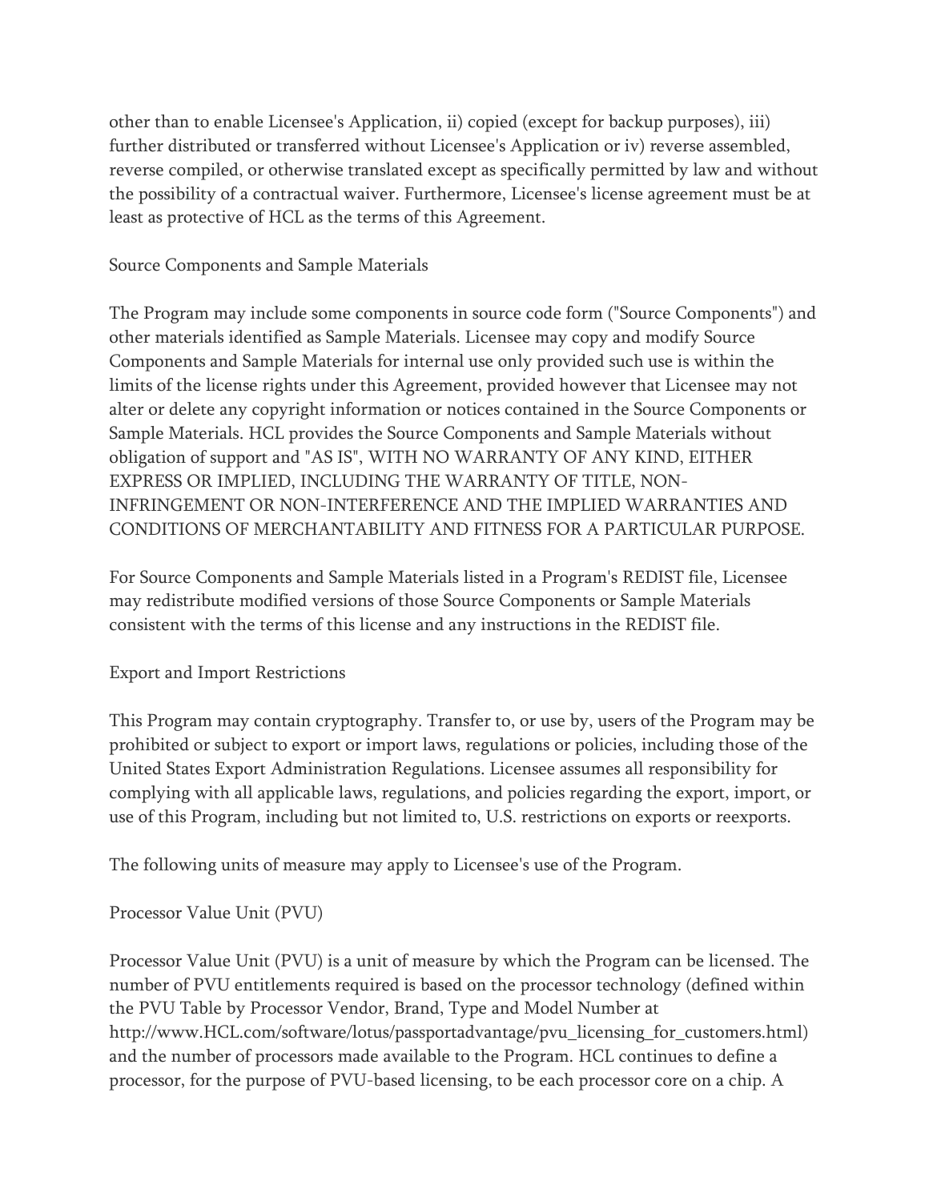other than to enable Licensee's Application, ii) copied (except for backup purposes), iii) further distributed or transferred without Licensee's Application or iv) reverse assembled, reverse compiled, or otherwise translated except as specifically permitted by law and without the possibility of a contractual waiver. Furthermore, Licensee's license agreement must be at least as protective of HCL as the terms of this Agreement.

## Source Components and Sample Materials

The Program may include some components in source code form ("Source Components") and other materials identified as Sample Materials. Licensee may copy and modify Source Components and Sample Materials for internal use only provided such use is within the limits of the license rights under this Agreement, provided however that Licensee may not alter or delete any copyright information or notices contained in the Source Components or Sample Materials. HCL provides the Source Components and Sample Materials without obligation of support and "AS IS", WITH NO WARRANTY OF ANY KIND, EITHER EXPRESS OR IMPLIED, INCLUDING THE WARRANTY OF TITLE, NON-INFRINGEMENT OR NON-INTERFERENCE AND THE IMPLIED WARRANTIES AND CONDITIONS OF MERCHANTABILITY AND FITNESS FOR A PARTICULAR PURPOSE.

For Source Components and Sample Materials listed in a Program's REDIST file, Licensee may redistribute modified versions of those Source Components or Sample Materials consistent with the terms of this license and any instructions in the REDIST file.

## Export and Import Restrictions

This Program may contain cryptography. Transfer to, or use by, users of the Program may be prohibited or subject to export or import laws, regulations or policies, including those of the United States Export Administration Regulations. Licensee assumes all responsibility for complying with all applicable laws, regulations, and policies regarding the export, import, or use of this Program, including but not limited to, U.S. restrictions on exports or reexports.

The following units of measure may apply to Licensee's use of the Program.

## Processor Value Unit (PVU)

Processor Value Unit (PVU) is a unit of measure by which the Program can be licensed. The number of PVU entitlements required is based on the processor technology (defined within the PVU Table by Processor Vendor, Brand, Type and Model Number at http://www.HCL.com/software/lotus/passportadvantage/pvu_licensing_for_customers.html) and the number of processors made available to the Program. HCL continues to define a processor, for the purpose of PVU-based licensing, to be each processor core on a chip. A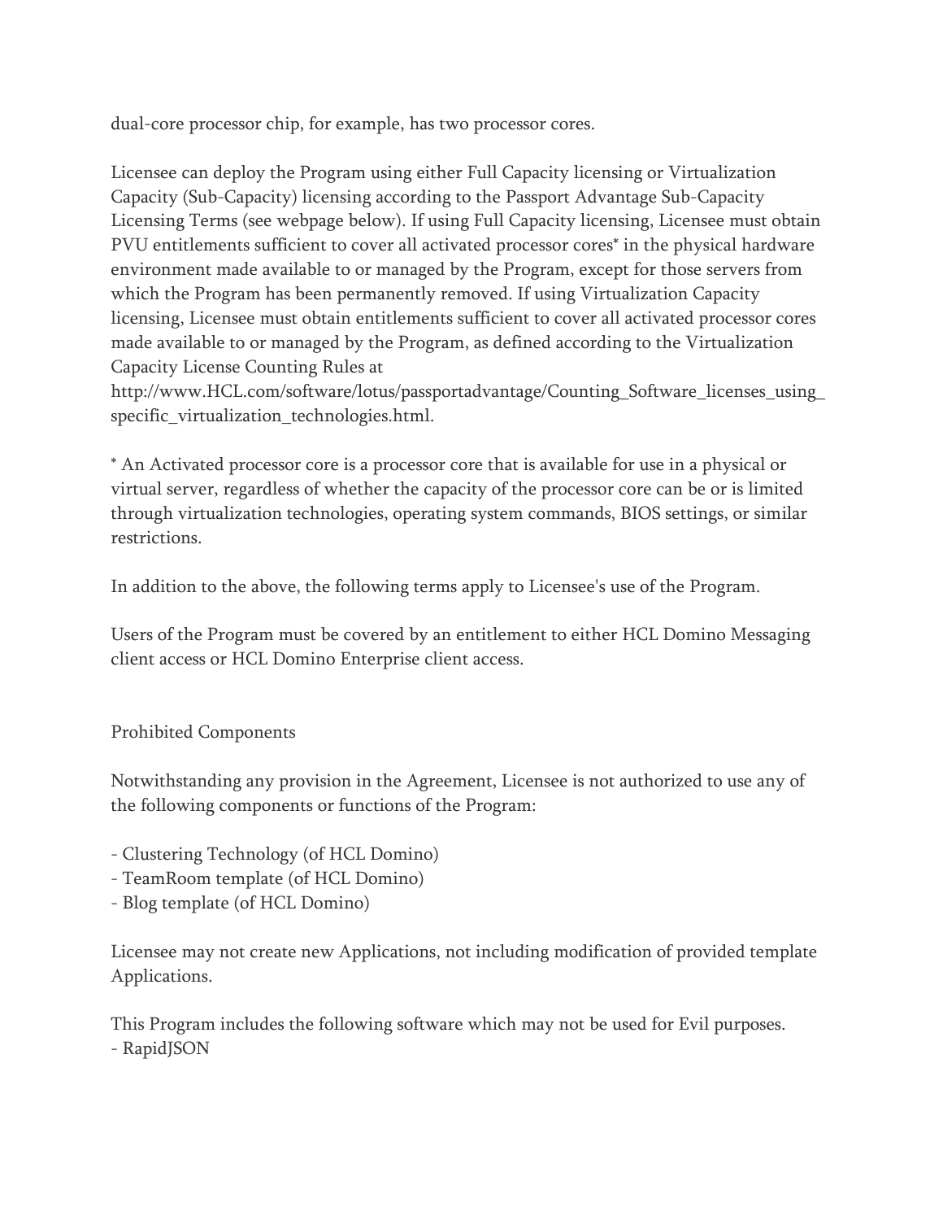dual-core processor chip, for example, has two processor cores.

Licensee can deploy the Program using either Full Capacity licensing or Virtualization Capacity (Sub-Capacity) licensing according to the Passport Advantage Sub-Capacity Licensing Terms (see webpage below). If using Full Capacity licensing, Licensee must obtain PVU entitlements sufficient to cover all activated processor cores* in the physical hardware environment made available to or managed by the Program, except for those servers from which the Program has been permanently removed. If using Virtualization Capacity licensing, Licensee must obtain entitlements sufficient to cover all activated processor cores made available to or managed by the Program, as defined according to the Virtualization Capacity License Counting Rules at http://www.HCL.com/software/lotus/passportadvantage/Counting_Software_licenses_using_specific_virtualization_technologies.html.

* An Activated processor core is a processor core that is available for use in a physical or virtual server, regardless of whether the capacity of the processor core can be or is limited through virtualization technologies, operating system commands, BIOS settings, or similar restrictions.

In addition to the above, the following terms apply to Licensee's use of the Program.

Users of the Program must be covered by an entitlement to either HCL Domino Messaging client access or HCL Domino Enterprise client access.

Prohibited Components

Notwithstanding any provision in the Agreement, Licensee is not authorized to use any of the following components or functions of the Program:

- Clustering Technology (of HCL Domino)
- TeamRoom template (of HCL Domino)
- Blog template (of HCL Domino)

Licensee may not create new Applications, not including modification of provided template Applications.

This Program includes the following software which may not be used for Evil purposes.
- RapidJSON